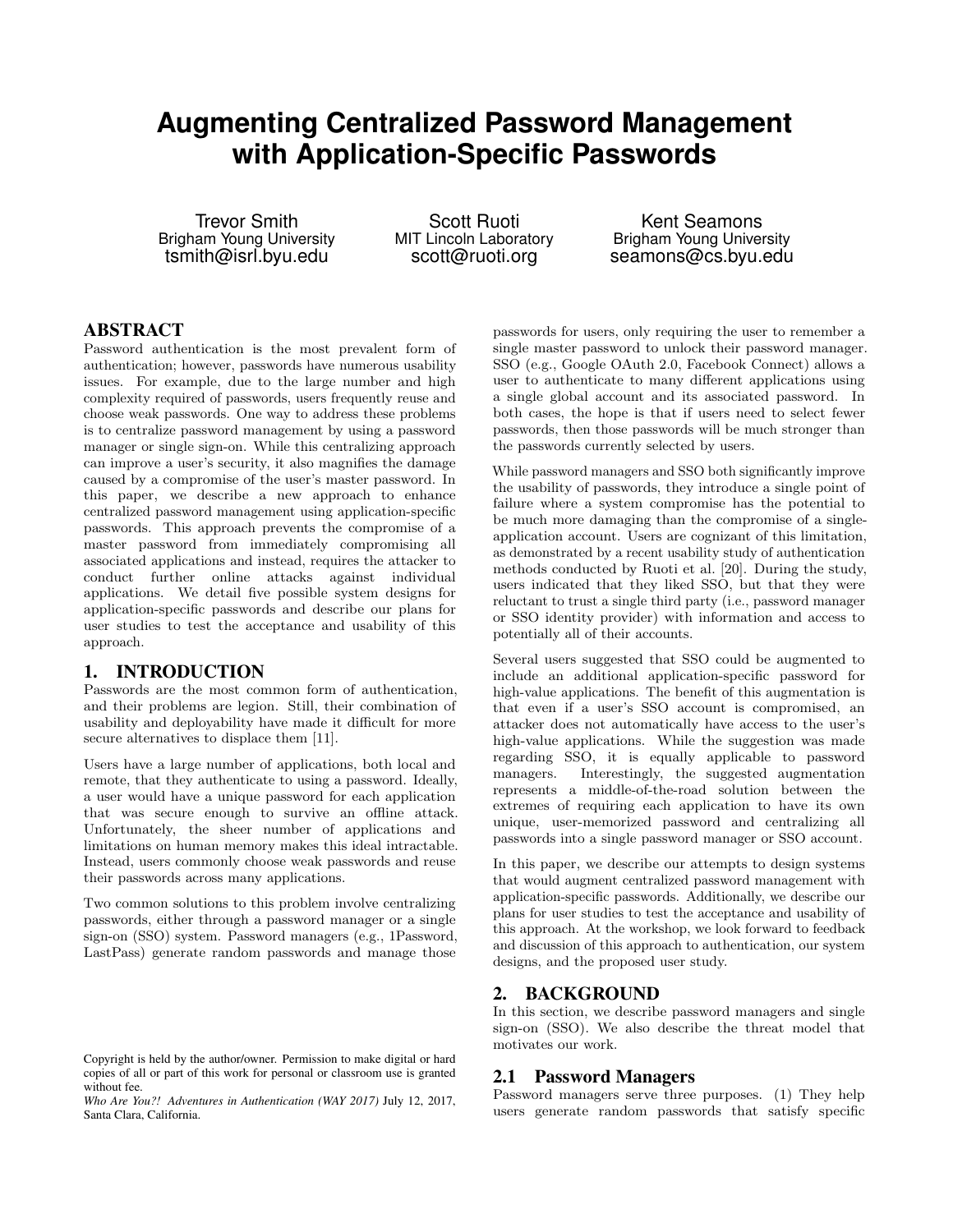// Transcribed from a page image containing content I can't independently verify.
# Augmenting Centralized Password Management with Application-Specific Passwords

Trevor Smith
Brigham Young University
tsmith@isrl.byu.edu

Scott Ruoti
MIT Lincoln Laboratory
scott@ruoti.org

Kent Seamons
Brigham Young University
seamons@cs.byu.edu

## ABSTRACT

Password authentication is the most prevalent form of authentication; however, passwords have numerous usability issues. For example, due to the large number and high complexity required of passwords, users frequently reuse and choose weak passwords. One way to address these problems is to centralize password management by using a password manager or single sign-on. While this centralizing approach can improve a user's security, it also magnifies the damage caused by a compromise of the user's master password. In this paper, we describe a new approach to enhance centralized password management using application-specific passwords. This approach prevents the compromise of a master password from immediately compromising all associated applications and instead, requires the attacker to conduct further online attacks against individual applications. We detail five possible system designs for application-specific passwords and describe our plans for user studies to test the acceptance and usability of this approach.

## 1. INTRODUCTION

Passwords are the most common form of authentication, and their problems are legion. Still, their combination of usability and deployability have made it difficult for more secure alternatives to displace them [11].

Users have a large number of applications, both local and remote, that they authenticate to using a password. Ideally, a user would have a unique password for each application that was secure enough to survive an offline attack. Unfortunately, the sheer number of applications and limitations on human memory makes this ideal intractable. Instead, users commonly choose weak passwords and reuse their passwords across many applications.

Two common solutions to this problem involve centralizing passwords, either through a password manager or a single sign-on (SSO) system. Password managers (e.g., 1Password, LastPass) generate random passwords and manage those passwords for users, only requiring the user to remember a single master password to unlock their password manager. SSO (e.g., Google OAuth 2.0, Facebook Connect) allows a user to authenticate to many different applications using a single global account and its associated password. In both cases, the hope is that if users need to select fewer passwords, then those passwords will be much stronger than the passwords currently selected by users.

While password managers and SSO both significantly improve the usability of passwords, they introduce a single point of failure where a system compromise has the potential to be much more damaging than the compromise of a single-application account. Users are cognizant of this limitation, as demonstrated by a recent usability study of authentication methods conducted by Ruoti et al. [20]. During the study, users indicated that they liked SSO, but that they were reluctant to trust a single third party (i.e., password manager or SSO identity provider) with information and access to potentially all of their accounts.

Several users suggested that SSO could be augmented to include an additional application-specific password for high-value applications. The benefit of this augmentation is that even if a user's SSO account is compromised, an attacker does not automatically have access to the user's high-value applications. While the suggestion was made regarding SSO, it is equally applicable to password managers. Interestingly, the suggested augmentation represents a middle-of-the-road solution between the extremes of requiring each application to have its own unique, user-memorized password and centralizing all passwords into a single password manager or SSO account.

In this paper, we describe our attempts to design systems that would augment centralized password management with application-specific passwords. Additionally, we describe our plans for user studies to test the acceptance and usability of this approach. At the workshop, we look forward to feedback and discussion of this approach to authentication, our system designs, and the proposed user study.

## 2. BACKGROUND

In this section, we describe password managers and single sign-on (SSO). We also describe the threat model that motivates our work.

### 2.1 Password Managers

Password managers serve three purposes. (1) They help users generate random passwords that satisfy specific

Copyright is held by the author/owner. Permission to make digital or hard copies of all or part of this work for personal or classroom use is granted without fee.
*Who Are You?! Adventures in Authentication (WAY 2017)* July 12, 2017, Santa Clara, California.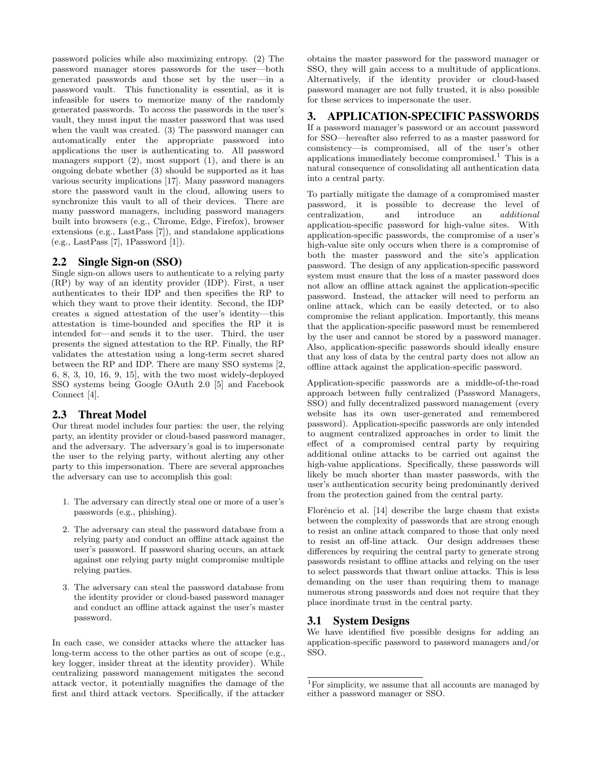password policies while also maximizing entropy. (2) The password manager stores passwords for the user—both generated passwords and those set by the user—in a password vault. This functionality is essential, as it is infeasible for users to memorize many of the randomly generated passwords. To access the passwords in the user's vault, they must input the master password that was used when the vault was created. (3) The password manager can automatically enter the appropriate password into applications the user is authenticating to. All password managers support (2), most support (1), and there is an ongoing debate whether (3) should be supported as it has various security implications [17]. Many password managers store the password vault in the cloud, allowing users to synchronize this vault to all of their devices. There are many password managers, including password managers built into browsers (e.g., Chrome, Edge, Firefox), browser extensions (e.g., LastPass [7]), and standalone applications (e.g., LastPass [7], 1Password [1]).

## 2.2 Single Sign-on (SSO)

Single sign-on allows users to authenticate to a relying party (RP) by way of an identity provider (IDP). First, a user authenticates to their IDP and then specifies the RP to which they want to prove their identity. Second, the IDP creates a signed attestation of the user's identity—this attestation is time-bounded and specifies the RP it is intended for—and sends it to the user. Third, the user presents the signed attestation to the RP. Finally, the RP validates the attestation using a long-term secret shared between the RP and IDP. There are many SSO systems [2, 6, 8, 3, 10, 16, 9, 15], with the two most widely-deployed SSO systems being Google OAuth 2.0 [5] and Facebook Connect [4].

## 2.3 Threat Model

Our threat model includes four parties: the user, the relying party, an identity provider or cloud-based password manager, and the adversary. The adversary's goal is to impersonate the user to the relying party, without alerting any other party to this impersonation. There are several approaches the adversary can use to accomplish this goal:

1. The adversary can directly steal one or more of a user's passwords (e.g., phishing).
2. The adversary can steal the password database from a relying party and conduct an offline attack against the user's password. If password sharing occurs, an attack against one relying party might compromise multiple relying parties.
3. The adversary can steal the password database from the identity provider or cloud-based password manager and conduct an offline attack against the user's master password.

In each case, we consider attacks where the attacker has long-term access to the other parties as out of scope (e.g., key logger, insider threat at the identity provider). While centralizing password management mitigates the second attack vector, it potentially magnifies the damage of the first and third attack vectors. Specifically, if the attacker obtains the master password for the password manager or SSO, they will gain access to a multitude of applications. Alternatively, if the identity provider or cloud-based password manager are not fully trusted, it is also possible for these services to impersonate the user.

# 3. APPLICATION-SPECIFIC PASSWORDS

If a password manager's password or an account password for SSO—hereafter also referred to as a master password for consistency—is compromised, all of the user's other applications immediately become compromised.[1] This is a natural consequence of consolidating all authentication data into a central party.

To partially mitigate the damage of a compromised master password, it is possible to decrease the level of centralization, and introduce an *additional* application-specific password for high-value sites. With application-specific passwords, the compromise of a user's high-value site only occurs when there is a compromise of both the master password and the site's application password. The design of any application-specific password system must ensure that the loss of a master password does not allow an offline attack against the application-specific password. Instead, the attacker will need to perform an online attack, which can be easily detected, or to also compromise the reliant application. Importantly, this means that the application-specific password must be remembered by the user and cannot be stored by a password manager. Also, application-specific passwords should ideally ensure that any loss of data by the central party does not allow an offline attack against the application-specific password.

Application-specific passwords are a middle-of-the-road approach between fully centralized (Password Managers, SSO) and fully decentralized password management (every website has its own user-generated and remembered password). Application-specific passwords are only intended to augment centralized approaches in order to limit the effect of a compromised central party by requiring additional online attacks to be carried out against the high-value applications. Specifically, these passwords will likely be much shorter than master passwords, with the user's authentication security being predominantly derived from the protection gained from the central party.

Florêncio et al. [14] describe the large chasm that exists between the complexity of passwords that are strong enough to resist an online attack compared to those that only need to resist an off-line attack. Our design addresses these differences by requiring the central party to generate strong passwords resistant to offline attacks and relying on the user to select passwords that thwart online attacks. This is less demanding on the user than requiring them to manage numerous strong passwords and does not require that they place inordinate trust in the central party.

## 3.1 System Designs

We have identified five possible designs for adding an application-specific password to password managers and/or SSO.

[1] For simplicity, we assume that all accounts are managed by either a password manager or SSO.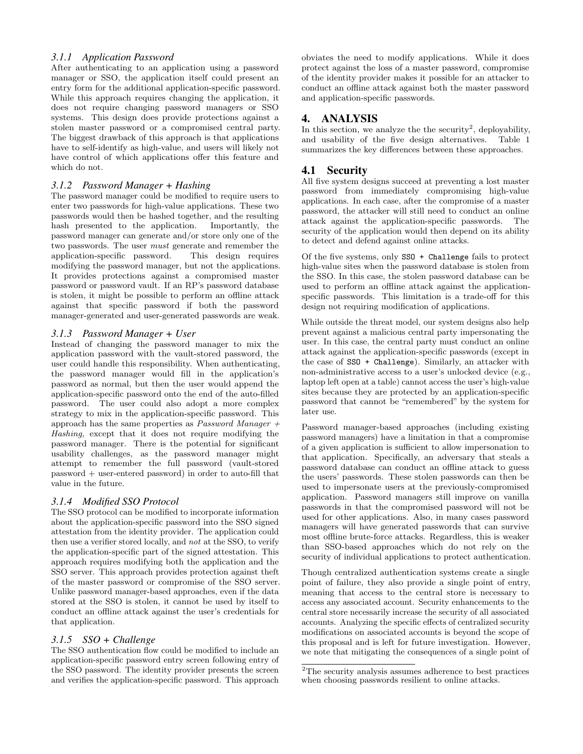### 3.1.1 Application Password

After authenticating to an application using a password manager or SSO, the application itself could present an entry form for the additional application-specific password. While this approach requires changing the application, it does not require changing password managers or SSO systems. This design does provide protections against a stolen master password or a compromised central party. The biggest drawback of this approach is that applications have to self-identify as high-value, and users will likely not have control of which applications offer this feature and which do not.

### 3.1.2 Password Manager + Hashing

The password manager could be modified to require users to enter two passwords for high-value applications. These two passwords would then be hashed together, and the resulting hash presented to the application. Importantly, the password manager can generate and/or store only one of the two passwords. The user *must* generate and remember the application-specific password. This design requires modifying the password manager, but not the applications. It provides protections against a compromised master password or password vault. If an RP's password database is stolen, it might be possible to perform an offline attack against that specific password if both the password manager-generated and user-generated passwords are weak.

### 3.1.3 Password Manager + User

Instead of changing the password manager to mix the application password with the vault-stored password, the user could handle this responsibility. When authenticating, the password manager would fill in the application's password as normal, but then the user would append the application-specific password onto the end of the auto-filled password. The user could also adopt a more complex strategy to mix in the application-specific password. This approach has the same properties as *Password Manager + Hashing*, except that it does not require modifying the password manager. There is the potential for significant usability challenges, as the password manager might attempt to remember the full password (vault-stored password + user-entered password) in order to auto-fill that value in the future.

### 3.1.4 Modified SSO Protocol

The SSO protocol can be modified to incorporate information about the application-specific password into the SSO signed attestation from the identity provider. The application could then use a verifier stored locally, and *not* at the SSO, to verify the application-specific part of the signed attestation. This approach requires modifying both the application and the SSO server. This approach provides protection against theft of the master password or compromise of the SSO server. Unlike password manager-based approaches, even if the data stored at the SSO is stolen, it cannot be used by itself to conduct an offline attack against the user's credentials for that application.

### 3.1.5 SSO + Challenge

The SSO authentication flow could be modified to include an application-specific password entry screen following entry of the SSO password. The identity provider presents the screen and verifies the application-specific password. This approach obviates the need to modify applications. While it does protect against the loss of a master password, compromise of the identity provider makes it possible for an attacker to conduct an offline attack against both the master password and application-specific passwords.

## 4. ANALYSIS

In this section, we analyze the the security[2], deployability, and usability of the five design alternatives. Table 1 summarizes the key differences between these approaches.

## 4.1 Security

All five system designs succeed at preventing a lost master password from immediately compromising high-value applications. In each case, after the compromise of a master password, the attacker will still need to conduct an online attack against the application-specific passwords. The security of the application would then depend on its ability to detect and defend against online attacks.

Of the five systems, only `SSO + Challenge` fails to protect high-value sites when the password database is stolen from the SSO. In this case, the stolen password database can be used to perform an offline attack against the application-specific passwords. This limitation is a trade-off for this design not requiring modification of applications.

While outside the threat model, our system designs also help prevent against a malicious central party impersonating the user. In this case, the central party must conduct an online attack against the application-specific passwords (except in the case of `SSO + Challenge`). Similarly, an attacker with non-administrative access to a user's unlocked device (e.g., laptop left open at a table) cannot access the user's high-value sites because they are protected by an application-specific password that cannot be "remembered" by the system for later use.

Password manager-based approaches (including existing password managers) have a limitation in that a compromise of a given application is sufficient to allow impersonation to that application. Specifically, an adversary that steals a password database can conduct an offline attack to guess the users' passwords. These stolen passwords can then be used to impersonate users at the previously-compromised application. Password managers still improve on vanilla passwords in that the compromised password will not be used for other applications. Also, in many cases password managers will have generated passwords that can survive most offline brute-force attacks. Regardless, this is weaker than SSO-based approaches which do not rely on the security of individual applications to protect authentication.

Though centralized authentication systems create a single point of failure, they also provide a single point of entry, meaning that access to the central store is necessary to access any associated account. Security enhancements to the central store necessarily increase the security of all associated accounts. Analyzing the specific effects of centralized security modifications on associated accounts is beyond the scope of this proposal and is left for future investigation. However, we note that mitigating the consequences of a single point of

[2]The security analysis assumes adherence to best practices when choosing passwords resilient to online attacks.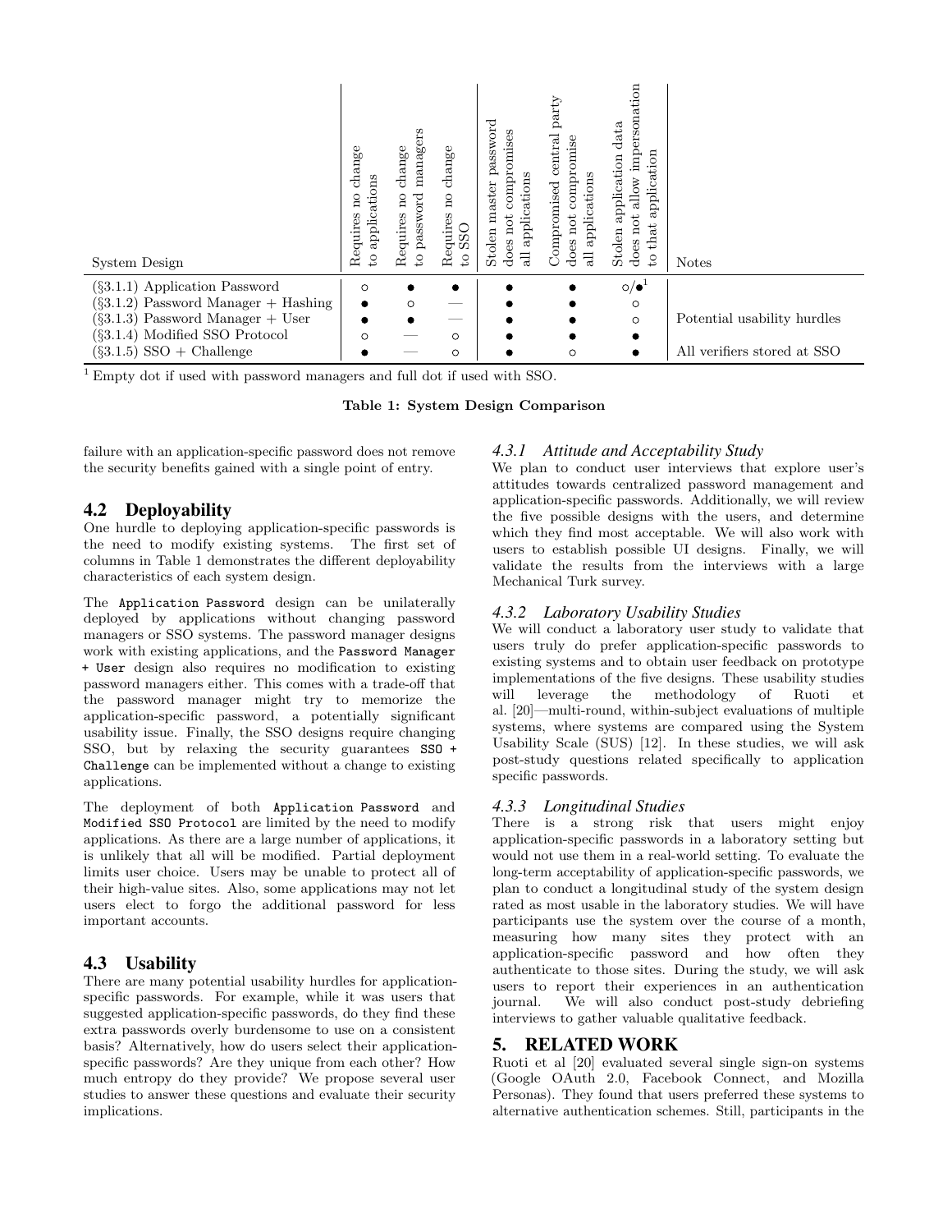| System Design | Requires no change to applications | Requires no change to password managers | Requires no change to SSO | Stolen master password does not compromises all applications | Compromised central party does not compromise all applications | Stolen application data does not allow impersonation to that application | Notes |
| --- | --- | --- | --- | --- | --- | --- | --- |
| (§3.1.1) Application Password | ○ | ● | ● | ● | ● | ○/●[1] | |
| (§3.1.2) Password Manager + Hashing | ● | ○ | — | ● | ● | ○ | |
| (§3.1.3) Password Manager + User | ● | ● | — | ● | ● | ○ | Potential usability hurdles |
| (§3.1.4) Modified SSO Protocol | ○ | — | ○ | ● | ● | ● | |
| (§3.1.5) SSO + Challenge | ● | — | ○ | ● | ○ | ● | All verifiers stored at SSO |

[1] Empty dot if used with password managers and full dot if used with SSO.

**Table 1: System Design Comparison**

failure with an application-specific password does not remove the security benefits gained with a single point of entry.

## 4.2 Deployability

One hurdle to deploying application-specific passwords is the need to modify existing systems. The first set of columns in Table 1 demonstrates the different deployability characteristics of each system design.

The `Application Password` design can be unilaterally deployed by applications without changing password managers or SSO systems. The password manager designs work with existing applications, and the `Password Manager + User` design also requires no modification to existing password managers either. This comes with a trade-off that the password manager might try to memorize the application-specific password, a potentially significant usability issue. Finally, the SSO designs require changing SSO, but by relaxing the security guarantees `SSO + Challenge` can be implemented without a change to existing applications.

The deployment of both `Application Password` and `Modified SSO Protocol` are limited by the need to modify applications. As there are a large number of applications, it is unlikely that all will be modified. Partial deployment limits user choice. Users may be unable to protect all of their high-value sites. Also, some applications may not let users elect to forgo the additional password for less important accounts.

## 4.3 Usability

There are many potential usability hurdles for application-specific passwords. For example, while it was users that suggested application-specific passwords, do they find these extra passwords overly burdensome to use on a consistent basis? Alternatively, how do users select their application-specific passwords? Are they unique from each other? How much entropy do they provide? We propose several user studies to answer these questions and evaluate their security implications.

### 4.3.1 *Attitude and Acceptability Study*

We plan to conduct user interviews that explore user's attitudes towards centralized password management and application-specific passwords. Additionally, we will review the five possible designs with the users, and determine which they find most acceptable. We will also work with users to establish possible UI designs. Finally, we will validate the results from the interviews with a large Mechanical Turk survey.

### 4.3.2 *Laboratory Usability Studies*

We will conduct a laboratory user study to validate that users truly do prefer application-specific passwords to existing systems and to obtain user feedback on prototype implementations of the five designs. These usability studies will leverage the methodology of Ruoti et al. [20]—multi-round, within-subject evaluations of multiple systems, where systems are compared using the System Usability Scale (SUS) [12]. In these studies, we will ask post-study questions related specifically to application specific passwords.

### 4.3.3 *Longitudinal Studies*

There is a strong risk that users might enjoy application-specific passwords in a laboratory setting but would not use them in a real-world setting. To evaluate the long-term acceptability of application-specific passwords, we plan to conduct a longitudinal study of the system design rated as most usable in the laboratory studies. We will have participants use the system over the course of a month, measuring how many sites they protect with an application-specific password and how often they authenticate to those sites. During the study, we will ask users to report their experiences in an authentication journal. We will also conduct post-study debriefing interviews to gather valuable qualitative feedback.

# 5. RELATED WORK

Ruoti et al [20] evaluated several single sign-on systems (Google OAuth 2.0, Facebook Connect, and Mozilla Personas). They found that users preferred these systems to alternative authentication schemes. Still, participants in the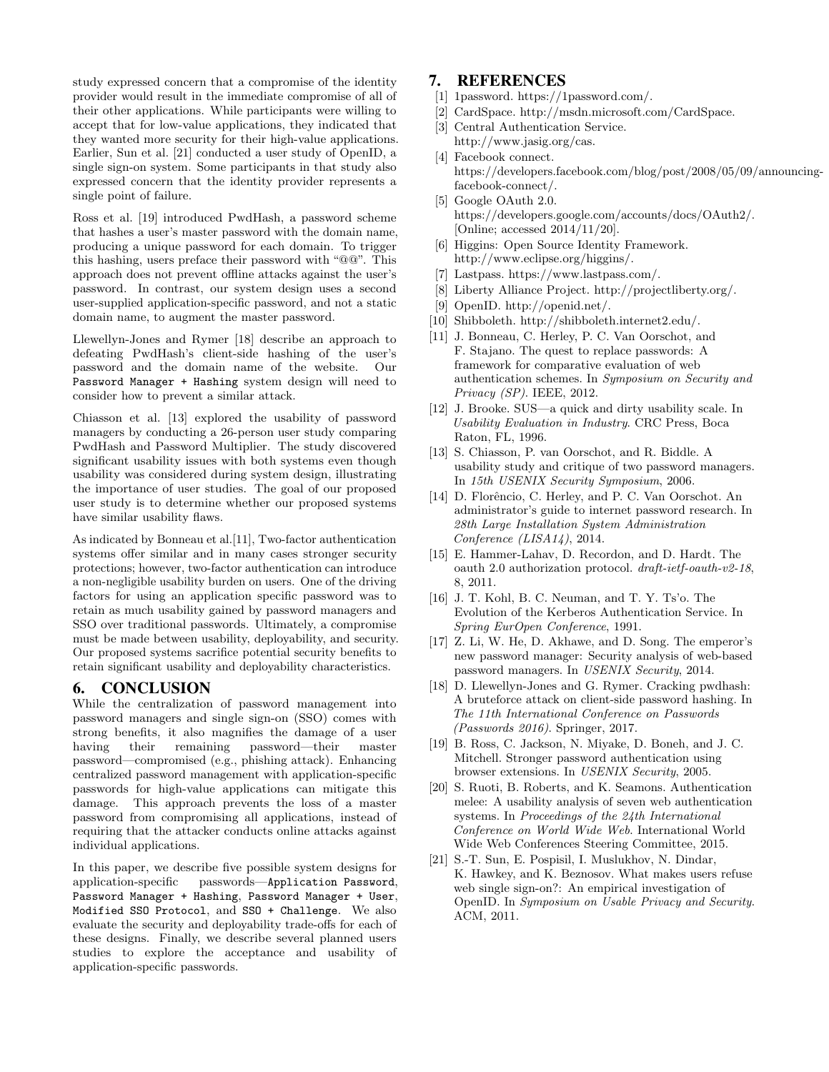study expressed concern that a compromise of the identity provider would result in the immediate compromise of all of their other applications. While participants were willing to accept that for low-value applications, they indicated that they wanted more security for their high-value applications. Earlier, Sun et al. [21] conducted a user study of OpenID, a single sign-on system. Some participants in that study also expressed concern that the identity provider represents a single point of failure.

Ross et al. [19] introduced PwdHash, a password scheme that hashes a user's master password with the domain name, producing a unique password for each domain. To trigger this hashing, users preface their password with "@@". This approach does not prevent offline attacks against the user's password. In contrast, our system design uses a second user-supplied application-specific password, and not a static domain name, to augment the master password.

Llewellyn-Jones and Rymer [18] describe an approach to defeating PwdHash's client-side hashing of the user's password and the domain name of the website. Our `Password Manager + Hashing` system design will need to consider how to prevent a similar attack.

Chiasson et al. [13] explored the usability of password managers by conducting a 26-person user study comparing PwdHash and Password Multiplier. The study discovered significant usability issues with both systems even though usability was considered during system design, illustrating the importance of user studies. The goal of our proposed user study is to determine whether our proposed systems have similar usability flaws.

As indicated by Bonneau et al.[11], Two-factor authentication systems offer similar and in many cases stronger security protections; however, two-factor authentication can introduce a non-negligible usability burden on users. One of the driving factors for using an application specific password was to retain as much usability gained by password managers and SSO over traditional passwords. Ultimately, a compromise must be made between usability, deployability, and security. Our proposed systems sacrifice potential security benefits to retain significant usability and deployability characteristics.

## 6. CONCLUSION

While the centralization of password management into password managers and single sign-on (SSO) comes with strong benefits, it also magnifies the damage of a user having their remaining password—their master password—compromised (e.g., phishing attack). Enhancing centralized password management with application-specific passwords for high-value applications can mitigate this damage. This approach prevents the loss of a master password from compromising all applications, instead of requiring that the attacker conducts online attacks against individual applications.

In this paper, we describe five possible system designs for application-specific passwords—`Application Password`, `Password Manager + Hashing`, `Password Manager + User`, `Modified SSO Protocol`, and `SSO + Challenge`. We also evaluate the security and deployability trade-offs for each of these designs. Finally, we describe several planned users studies to explore the acceptance and usability of application-specific passwords.

## 7. REFERENCES

[1] 1password. https://1password.com/.

[2] CardSpace. http://msdn.microsoft.com/CardSpace.

[3] Central Authentication Service. http://www.jasig.org/cas.

[4] Facebook connect. https://developers.facebook.com/blog/post/2008/05/09/announcing-facebook-connect/.

[5] Google OAuth 2.0. https://developers.google.com/accounts/docs/OAuth2/. [Online; accessed 2014/11/20].

[6] Higgins: Open Source Identity Framework. http://www.eclipse.org/higgins/.

[7] Lastpass. https://www.lastpass.com/.

[8] Liberty Alliance Project. http://projectliberty.org/.

[9] OpenID. http://openid.net/.

[10] Shibboleth. http://shibboleth.internet2.edu/.

[11] J. Bonneau, C. Herley, P. C. Van Oorschot, and F. Stajano. The quest to replace passwords: A framework for comparative evaluation of web authentication schemes. In *Symposium on Security and Privacy (SP)*. IEEE, 2012.

[12] J. Brooke. SUS—a quick and dirty usability scale. In *Usability Evaluation in Industry*. CRC Press, Boca Raton, FL, 1996.

[13] S. Chiasson, P. van Oorschot, and R. Biddle. A usability study and critique of two password managers. In *15th USENIX Security Symposium*, 2006.

[14] D. Florêncio, C. Herley, and P. C. Van Oorschot. An administrator's guide to internet password research. In *28th Large Installation System Administration Conference (LISA14)*, 2014.

[15] E. Hammer-Lahav, D. Recordon, and D. Hardt. The oauth 2.0 authorization protocol. *draft-ietf-oauth-v2-18*, 8, 2011.

[16] J. T. Kohl, B. C. Neuman, and T. Y. Ts'o. The Evolution of the Kerberos Authentication Service. In *Spring EurOpen Conference*, 1991.

[17] Z. Li, W. He, D. Akhawe, and D. Song. The emperor's new password manager: Security analysis of web-based password managers. In *USENIX Security*, 2014.

[18] D. Llewellyn-Jones and G. Rymer. Cracking pwdhash: A bruteforce attack on client-side password hashing. In *The 11th International Conference on Passwords (Passwords 2016)*. Springer, 2017.

[19] B. Ross, C. Jackson, N. Miyake, D. Boneh, and J. C. Mitchell. Stronger password authentication using browser extensions. In *USENIX Security*, 2005.

[20] S. Ruoti, B. Roberts, and K. Seamons. Authentication melee: A usability analysis of seven web authentication systems. In *Proceedings of the 24th International Conference on World Wide Web*. International World Wide Web Conferences Steering Committee, 2015.

[21] S.-T. Sun, E. Pospisil, I. Muslukhov, N. Dindar, K. Hawkey, and K. Beznosov. What makes users refuse web single sign-on?: An empirical investigation of OpenID. In *Symposium on Usable Privacy and Security*. ACM, 2011.